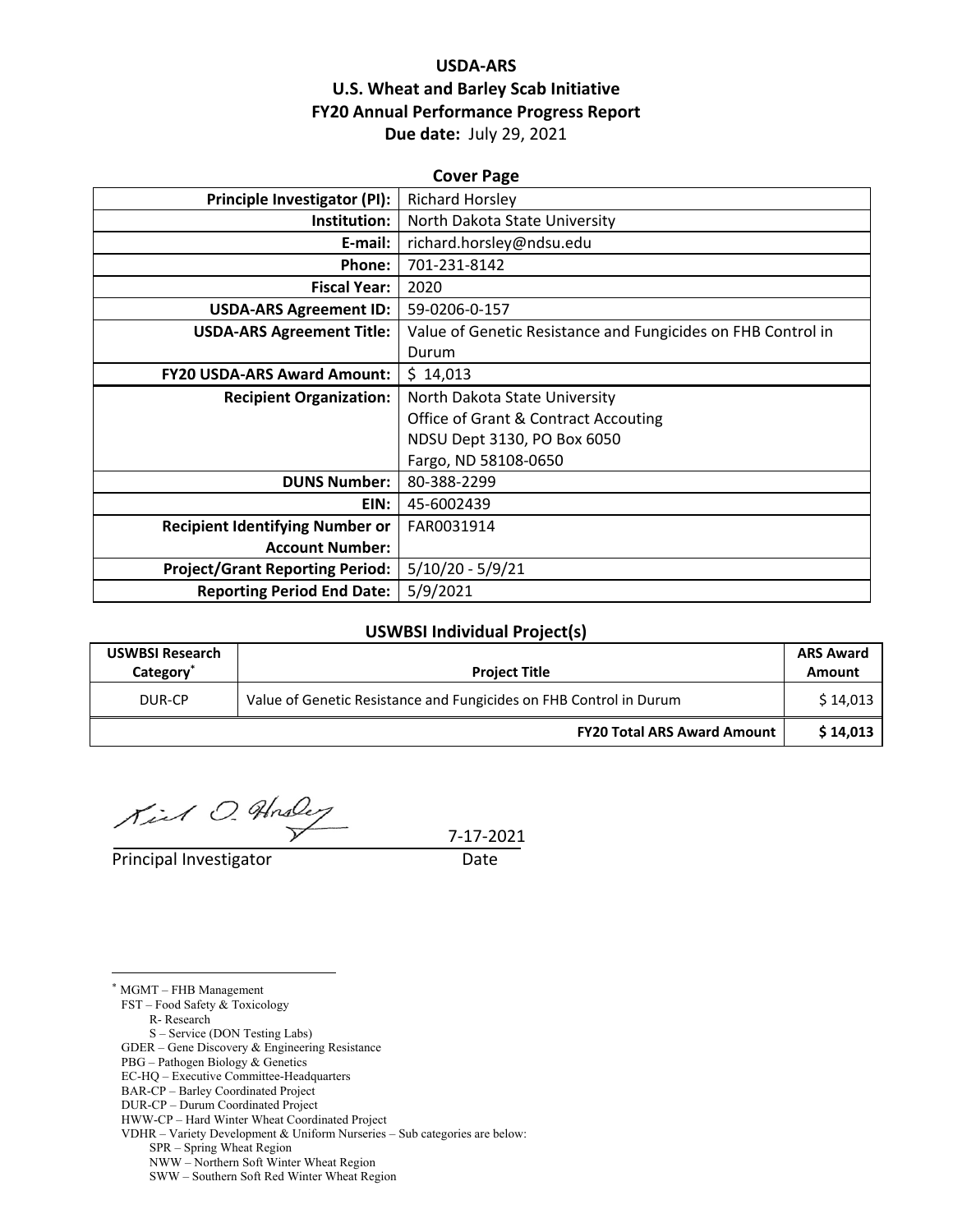# USDA-ARS
# U.S. Wheat and Barley Scab Initiative
# FY20 Annual Performance Progress Report

**Due date:** July 29, 2021

## Cover Page

| | |
|---|---|
| **Principle Investigator (PI):** | Richard Horsley |
| **Institution:** | North Dakota State University |
| **E-mail:** | richard.horsley@ndsu.edu |
| **Phone:** | 701-231-8142 |
| **Fiscal Year:** | 2020 |
| **USDA-ARS Agreement ID:** | 59-0206-0-157 |
| **USDA-ARS Agreement Title:** | Value of Genetic Resistance and Fungicides on FHB Control in Durum |
| **FY20 USDA-ARS Award Amount:** | $ 14,013 |
| **Recipient Organization:** | North Dakota State University<br>Office of Grant & Contract Accouting<br>NDSU Dept 3130, PO Box 6050<br>Fargo, ND 58108-0650 |
| **DUNS Number:** | 80-388-2299 |
| **EIN:** | 45-6002439 |
| **Recipient Identifying Number or Account Number:** | FAR0031914 |
| **Project/Grant Reporting Period:** | 5/10/20 - 5/9/21 |
| **Reporting Period End Date:** | 5/9/2021 |

## USWBSI Individual Project(s)

| USWBSI Research Category* | Project Title | ARS Award Amount |
|---|---|---|
| DUR-CP | Value of Genetic Resistance and Fungicides on FHB Control in Durum | $ 14,013 |
| | **FY20 Total ARS Award Amount** | **$ 14,013** |

Principal Investigator — Date: 7-17-2021

---

* MGMT – FHB Management
FST – Food Safety & Toxicology
R- Research
S – Service (DON Testing Labs)
GDER – Gene Discovery & Engineering Resistance
PBG – Pathogen Biology & Genetics
EC-HQ – Executive Committee-Headquarters
BAR-CP – Barley Coordinated Project
DUR-CP – Durum Coordinated Project
HWW-CP – Hard Winter Wheat Coordinated Project
VDHR – Variety Development & Uniform Nurseries – Sub categories are below:
SPR – Spring Wheat Region
NWW – Northern Soft Winter Wheat Region
SWW – Southern Soft Red Winter Wheat Region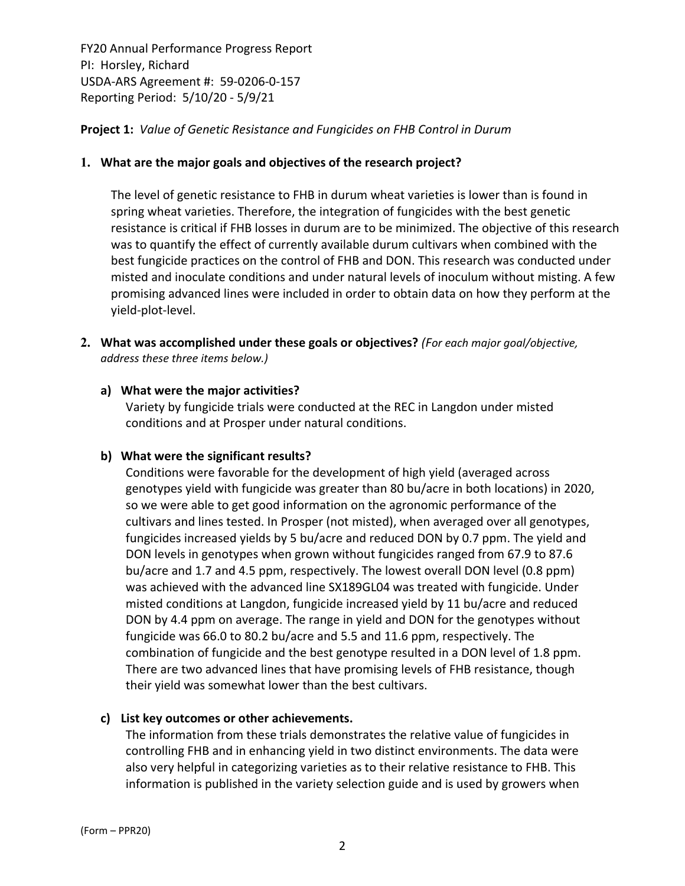FY20 Annual Performance Progress Report
PI: Horsley, Richard
USDA-ARS Agreement #: 59-0206-0-157
Reporting Period: 5/10/20 - 5/9/21

**Project 1:** *Value of Genetic Resistance and Fungicides on FHB Control in Durum*

**1. What are the major goals and objectives of the research project?**

The level of genetic resistance to FHB in durum wheat varieties is lower than is found in spring wheat varieties. Therefore, the integration of fungicides with the best genetic resistance is critical if FHB losses in durum are to be minimized. The objective of this research was to quantify the effect of currently available durum cultivars when combined with the best fungicide practices on the control of FHB and DON. This research was conducted under misted and inoculate conditions and under natural levels of inoculum without misting. A few promising advanced lines were included in order to obtain data on how they perform at the yield-plot-level.

**2. What was accomplished under these goals or objectives?** *(For each major goal/objective, address these three items below.)*

**a) What were the major activities?**

Variety by fungicide trials were conducted at the REC in Langdon under misted conditions and at Prosper under natural conditions.

**b) What were the significant results?**

Conditions were favorable for the development of high yield (averaged across genotypes yield with fungicide was greater than 80 bu/acre in both locations) in 2020, so we were able to get good information on the agronomic performance of the cultivars and lines tested. In Prosper (not misted), when averaged over all genotypes, fungicides increased yields by 5 bu/acre and reduced DON by 0.7 ppm. The yield and DON levels in genotypes when grown without fungicides ranged from 67.9 to 87.6 bu/acre and 1.7 and 4.5 ppm, respectively. The lowest overall DON level (0.8 ppm) was achieved with the advanced line SX189GL04 was treated with fungicide. Under misted conditions at Langdon, fungicide increased yield by 11 bu/acre and reduced DON by 4.4 ppm on average. The range in yield and DON for the genotypes without fungicide was 66.0 to 80.2 bu/acre and 5.5 and 11.6 ppm, respectively. The combination of fungicide and the best genotype resulted in a DON level of 1.8 ppm. There are two advanced lines that have promising levels of FHB resistance, though their yield was somewhat lower than the best cultivars.

**c) List key outcomes or other achievements.**

The information from these trials demonstrates the relative value of fungicides in controlling FHB and in enhancing yield in two distinct environments. The data were also very helpful in categorizing varieties as to their relative resistance to FHB. This information is published in the variety selection guide and is used by growers when

(Form – PPR20)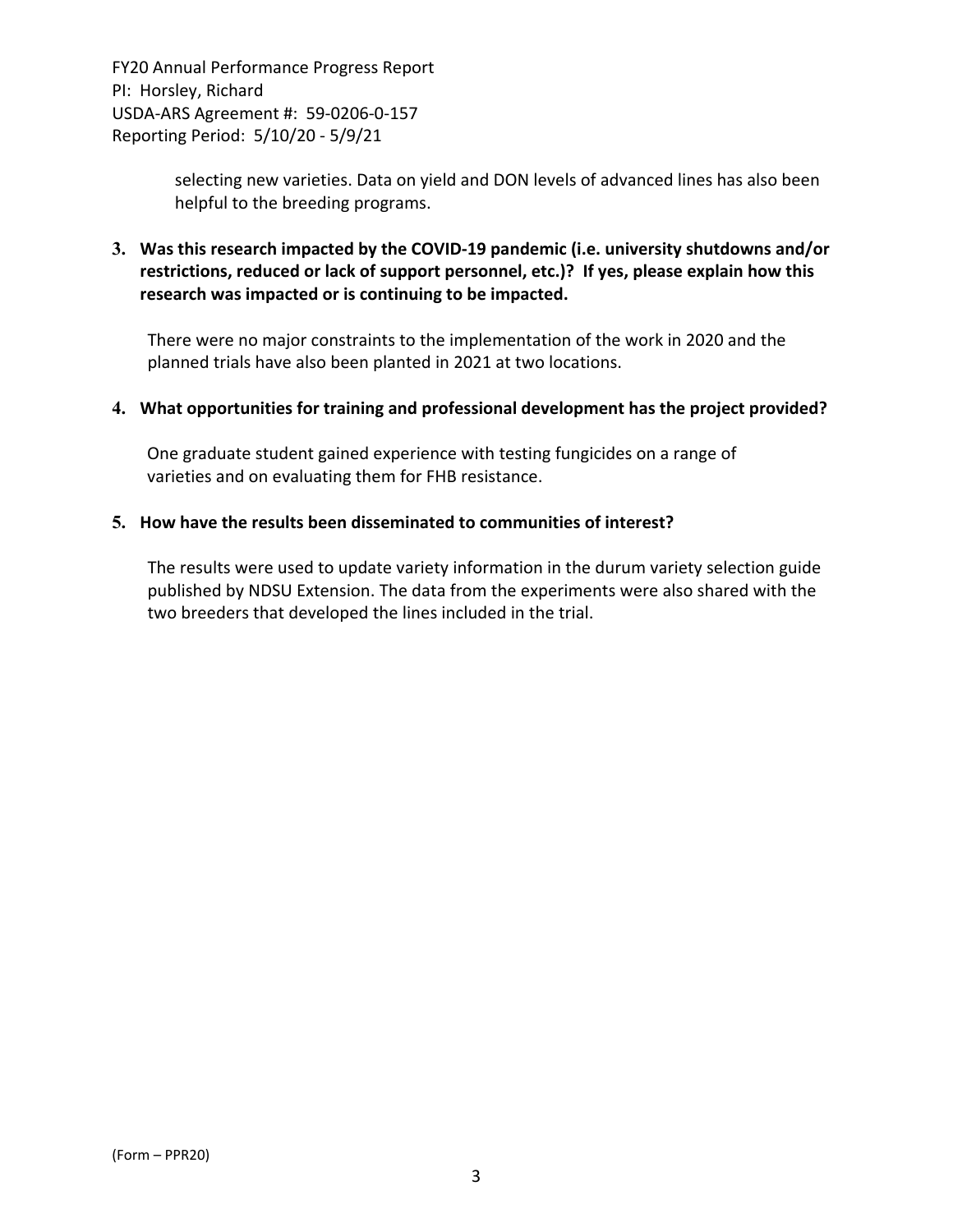selecting new varieties. Data on yield and DON levels of advanced lines has also been helpful to the breeding programs.

**3. Was this research impacted by the COVID-19 pandemic (i.e. university shutdowns and/or restrictions, reduced or lack of support personnel, etc.)? If yes, please explain how this research was impacted or is continuing to be impacted.**

There were no major constraints to the implementation of the work in 2020 and the planned trials have also been planted in 2021 at two locations.

**4. What opportunities for training and professional development has the project provided?**

One graduate student gained experience with testing fungicides on a range of varieties and on evaluating them for FHB resistance.

**5. How have the results been disseminated to communities of interest?**

The results were used to update variety information in the durum variety selection guide published by NDSU Extension. The data from the experiments were also shared with the two breeders that developed the lines included in the trial.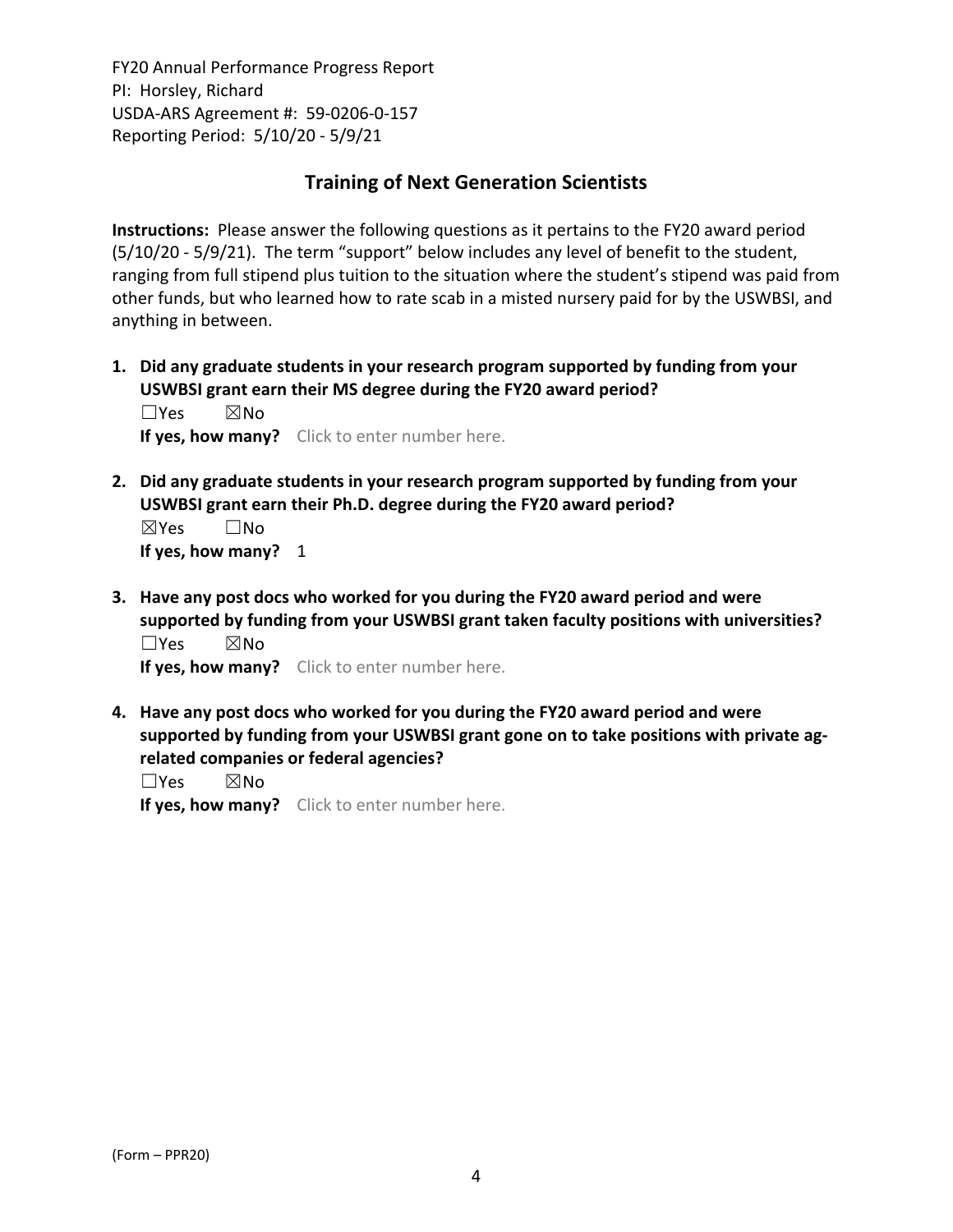## Training of Next Generation Scientists

**Instructions:** Please answer the following questions as it pertains to the FY20 award period (5/10/20 - 5/9/21). The term "support" below includes any level of benefit to the student, ranging from full stipend plus tuition to the situation where the student's stipend was paid from other funds, but who learned how to rate scab in a misted nursery paid for by the USWBSI, and anything in between.

1. **Did any graduate students in your research program supported by funding from your USWBSI grant earn their MS degree during the FY20 award period?**
   ☐Yes ☒No
   **If yes, how many?** Click to enter number here.

2. **Did any graduate students in your research program supported by funding from your USWBSI grant earn their Ph.D. degree during the FY20 award period?**
   ☒Yes ☐No
   **If yes, how many?** 1

3. **Have any post docs who worked for you during the FY20 award period and were supported by funding from your USWBSI grant taken faculty positions with universities?**
   ☐Yes ☒No
   **If yes, how many?** Click to enter number here.

4. **Have any post docs who worked for you during the FY20 award period and were supported by funding from your USWBSI grant gone on to take positions with private ag-related companies or federal agencies?**
   ☐Yes ☒No
   **If yes, how many?** Click to enter number here.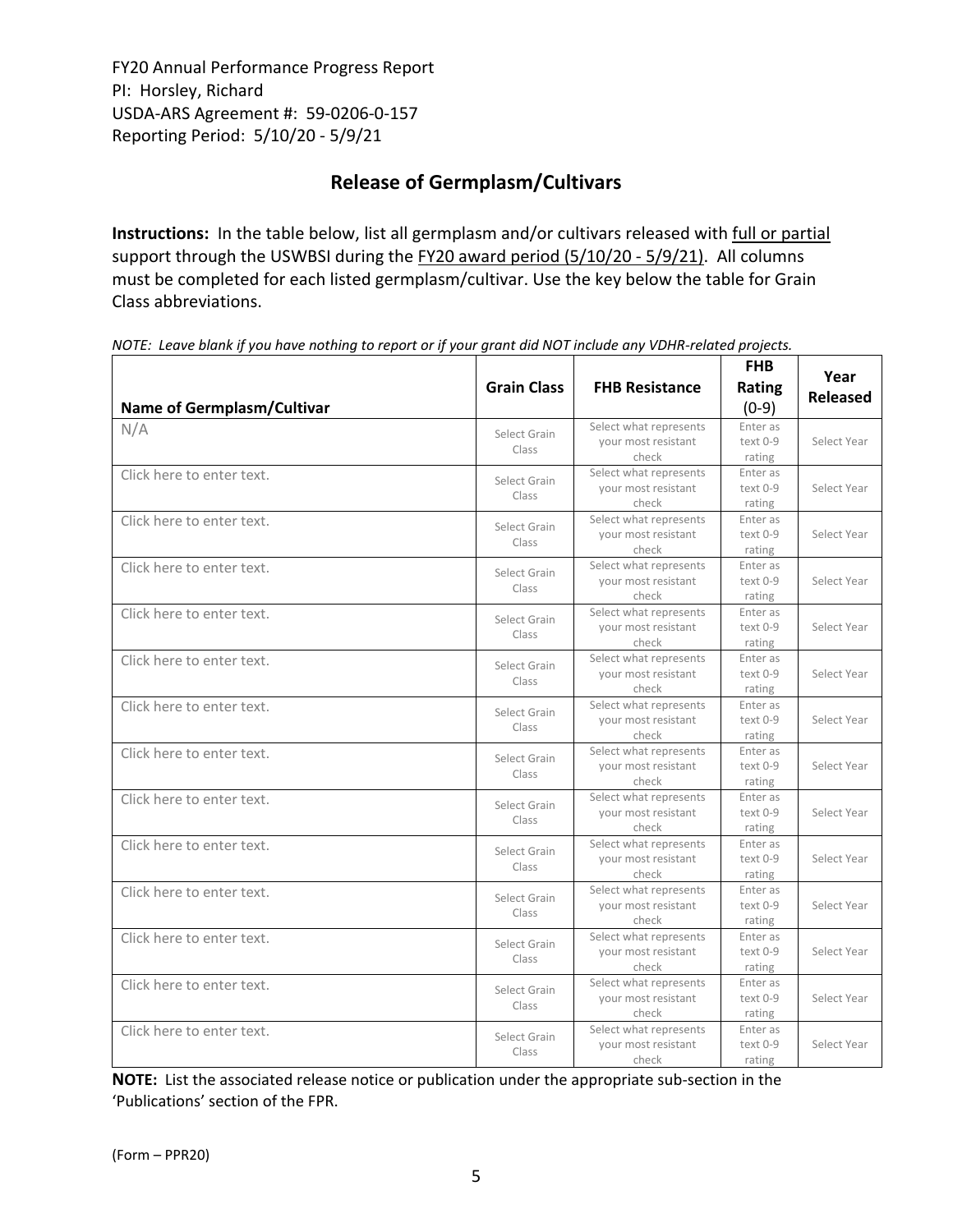FY20 Annual Performance Progress Report
PI: Horsley, Richard
USDA-ARS Agreement #: 59-0206-0-157
Reporting Period: 5/10/20 - 5/9/21

## Release of Germplasm/Cultivars

**Instructions:** In the table below, list all germplasm and/or cultivars released with full or partial support through the USWBSI during the FY20 award period (5/10/20 - 5/9/21). All columns must be completed for each listed germplasm/cultivar. Use the key below the table for Grain Class abbreviations.

*NOTE: Leave blank if you have nothing to report or if your grant did NOT include any VDHR-related projects.*

| Name of Germplasm/Cultivar | Grain Class | FHB Resistance | FHB Rating (0-9) | Year Released |
|---|---|---|---|---|
| N/A | Select Grain Class | Select what represents your most resistant check | Enter as text 0-9 rating | Select Year |
| Click here to enter text. | Select Grain Class | Select what represents your most resistant check | Enter as text 0-9 rating | Select Year |
| Click here to enter text. | Select Grain Class | Select what represents your most resistant check | Enter as text 0-9 rating | Select Year |
| Click here to enter text. | Select Grain Class | Select what represents your most resistant check | Enter as text 0-9 rating | Select Year |
| Click here to enter text. | Select Grain Class | Select what represents your most resistant check | Enter as text 0-9 rating | Select Year |
| Click here to enter text. | Select Grain Class | Select what represents your most resistant check | Enter as text 0-9 rating | Select Year |
| Click here to enter text. | Select Grain Class | Select what represents your most resistant check | Enter as text 0-9 rating | Select Year |
| Click here to enter text. | Select Grain Class | Select what represents your most resistant check | Enter as text 0-9 rating | Select Year |
| Click here to enter text. | Select Grain Class | Select what represents your most resistant check | Enter as text 0-9 rating | Select Year |
| Click here to enter text. | Select Grain Class | Select what represents your most resistant check | Enter as text 0-9 rating | Select Year |
| Click here to enter text. | Select Grain Class | Select what represents your most resistant check | Enter as text 0-9 rating | Select Year |
| Click here to enter text. | Select Grain Class | Select what represents your most resistant check | Enter as text 0-9 rating | Select Year |
| Click here to enter text. | Select Grain Class | Select what represents your most resistant check | Enter as text 0-9 rating | Select Year |
| Click here to enter text. | Select Grain Class | Select what represents your most resistant check | Enter as text 0-9 rating | Select Year |

**NOTE:** List the associated release notice or publication under the appropriate sub-section in the 'Publications' section of the FPR.

(Form – PPR20)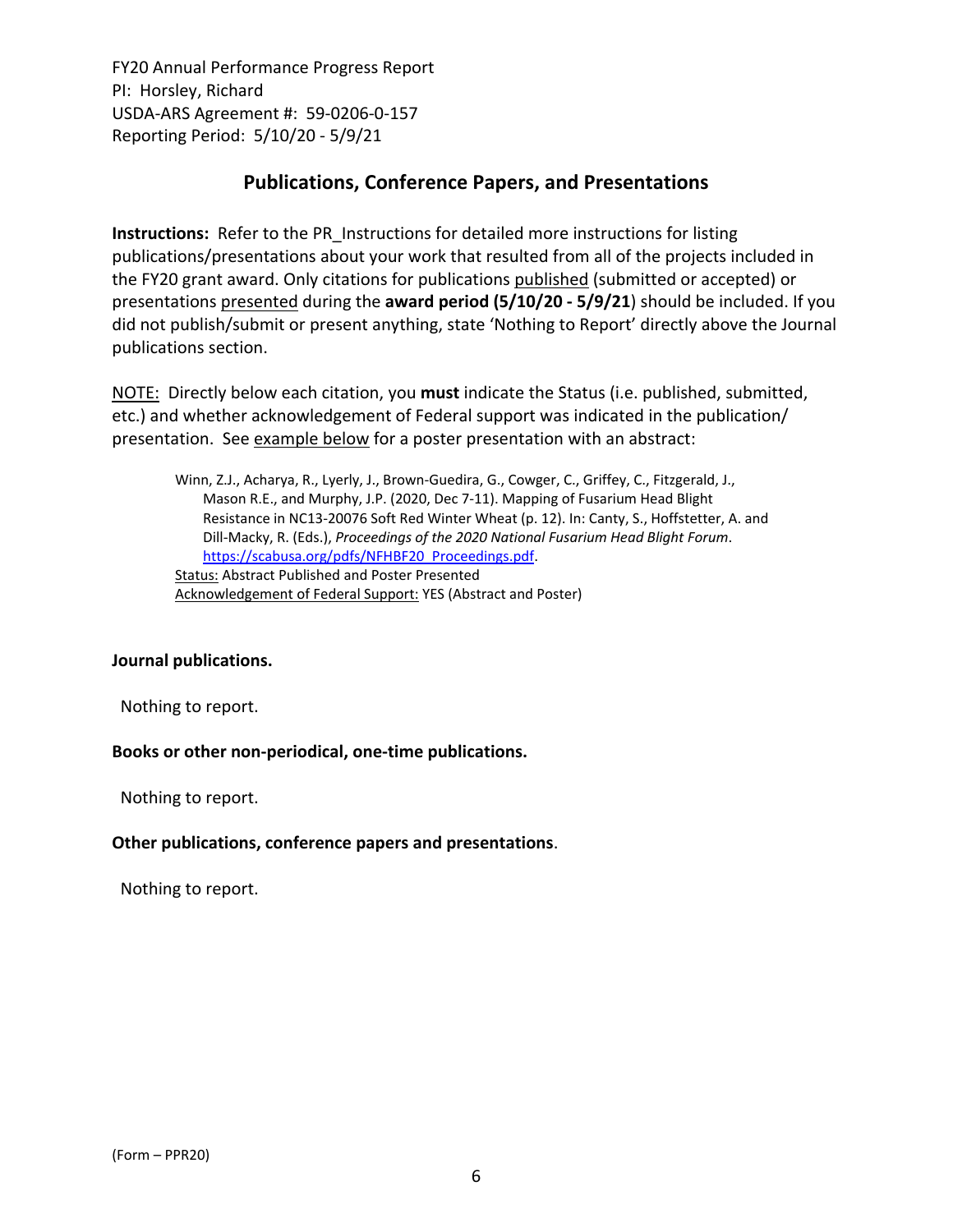FY20 Annual Performance Progress Report
PI: Horsley, Richard
USDA-ARS Agreement #: 59-0206-0-157
Reporting Period: 5/10/20 - 5/9/21

## Publications, Conference Papers, and Presentations

**Instructions:** Refer to the PR_Instructions for detailed more instructions for listing publications/presentations about your work that resulted from all of the projects included in the FY20 grant award. Only citations for publications published (submitted or accepted) or presentations presented during the **award period (5/10/20 - 5/9/21**) should be included. If you did not publish/submit or present anything, state 'Nothing to Report' directly above the Journal publications section.

NOTE: Directly below each citation, you **must** indicate the Status (i.e. published, submitted, etc.) and whether acknowledgement of Federal support was indicated in the publication/ presentation. See example below for a poster presentation with an abstract:

> Winn, Z.J., Acharya, R., Lyerly, J., Brown-Guedira, G., Cowger, C., Griffey, C., Fitzgerald, J., Mason R.E., and Murphy, J.P. (2020, Dec 7-11). Mapping of Fusarium Head Blight Resistance in NC13-20076 Soft Red Winter Wheat (p. 12). In: Canty, S., Hoffstetter, A. and Dill-Macky, R. (Eds.), *Proceedings of the 2020 National Fusarium Head Blight Forum*. https://scabusa.org/pdfs/NFHBF20_Proceedings.pdf.
> Status: Abstract Published and Poster Presented
> Acknowledgement of Federal Support: YES (Abstract and Poster)

**Journal publications.**

Nothing to report.

**Books or other non-periodical, one-time publications.**

Nothing to report.

**Other publications, conference papers and presentations**.

Nothing to report.

(Form – PPR20)